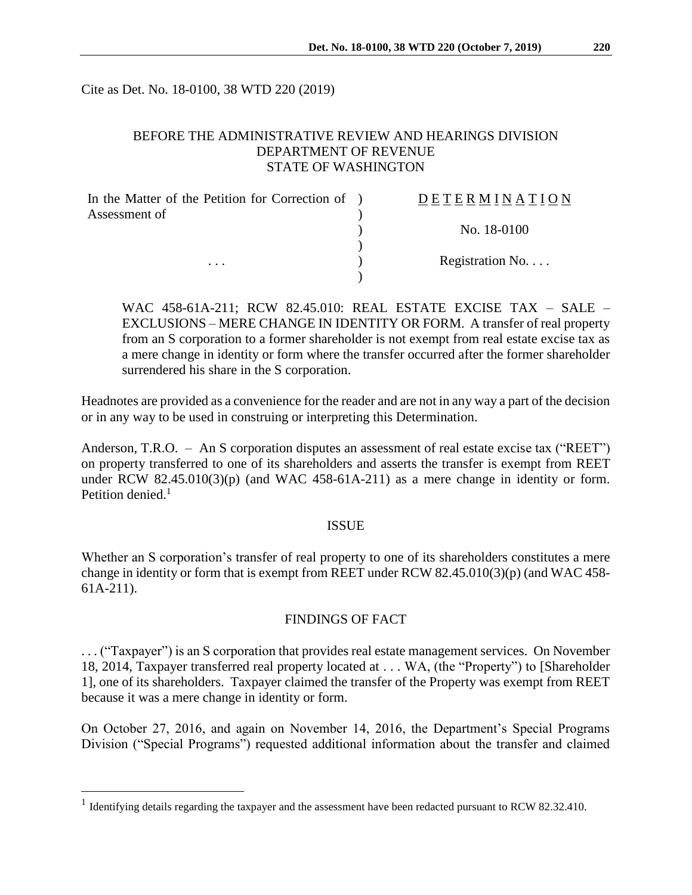Cite as Det. No. 18-0100, 38 WTD 220 (2019)

BEFORE THE ADMINISTRATIVE REVIEW AND HEARINGS DIVISION
DEPARTMENT OF REVENUE
STATE OF WASHINGTON

| | |
|---|---|
| In the Matter of the Petition for Correction of Assessment of | DETERMINATION |
| | No. 18-0100 |
| . . . | Registration No. . . . |

WAC 458-61A-211; RCW 82.45.010: REAL ESTATE EXCISE TAX – SALE – EXCLUSIONS – MERE CHANGE IN IDENTITY OR FORM. A transfer of real property from an S corporation to a former shareholder is not exempt from real estate excise tax as a mere change in identity or form where the transfer occurred after the former shareholder surrendered his share in the S corporation.

Headnotes are provided as a convenience for the reader and are not in any way a part of the decision or in any way to be used in construing or interpreting this Determination.

Anderson, T.R.O. – An S corporation disputes an assessment of real estate excise tax ("REET") on property transferred to one of its shareholders and asserts the transfer is exempt from REET under RCW 82.45.010(3)(p) (and WAC 458-61A-211) as a mere change in identity or form. Petition denied.[1]

## ISSUE

Whether an S corporation's transfer of real property to one of its shareholders constitutes a mere change in identity or form that is exempt from REET under RCW 82.45.010(3)(p) (and WAC 458-61A-211).

## FINDINGS OF FACT

. . . ("Taxpayer") is an S corporation that provides real estate management services. On November 18, 2014, Taxpayer transferred real property located at . . . WA, (the "Property") to [Shareholder 1], one of its shareholders. Taxpayer claimed the transfer of the Property was exempt from REET because it was a mere change in identity or form.

On October 27, 2016, and again on November 14, 2016, the Department's Special Programs Division ("Special Programs") requested additional information about the transfer and claimed

[1] Identifying details regarding the taxpayer and the assessment have been redacted pursuant to RCW 82.32.410.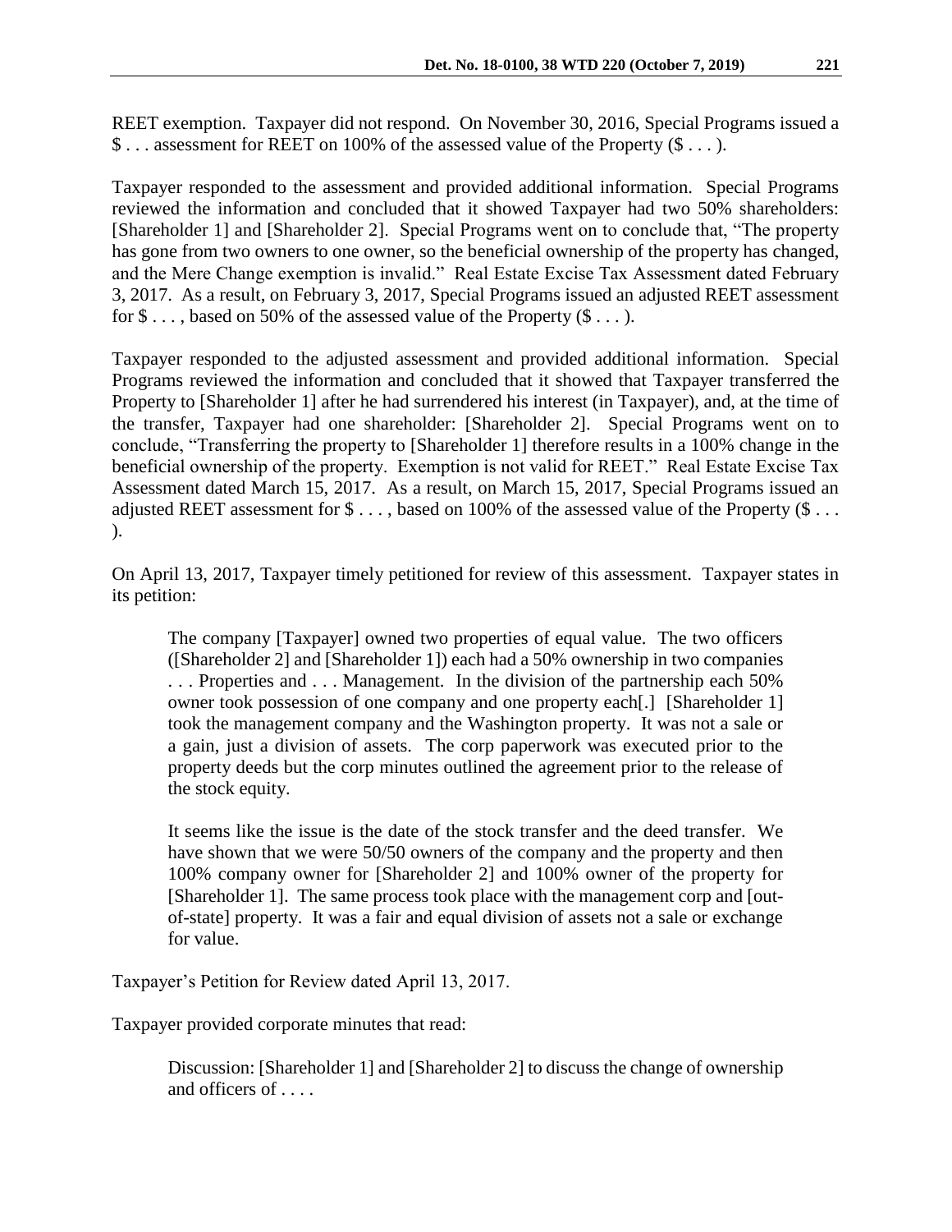REET exemption. Taxpayer did not respond. On November 30, 2016, Special Programs issued a $ . . . assessment for REET on 100% of the assessed value of the Property ($ . . . ).

Taxpayer responded to the assessment and provided additional information. Special Programs reviewed the information and concluded that it showed Taxpayer had two 50% shareholders: [Shareholder 1] and [Shareholder 2]. Special Programs went on to conclude that, "The property has gone from two owners to one owner, so the beneficial ownership of the property has changed, and the Mere Change exemption is invalid." Real Estate Excise Tax Assessment dated February 3, 2017. As a result, on February 3, 2017, Special Programs issued an adjusted REET assessment for $ . . . , based on 50% of the assessed value of the Property ($ . . . ).

Taxpayer responded to the adjusted assessment and provided additional information. Special Programs reviewed the information and concluded that it showed that Taxpayer transferred the Property to [Shareholder 1] after he had surrendered his interest (in Taxpayer), and, at the time of the transfer, Taxpayer had one shareholder: [Shareholder 2]. Special Programs went on to conclude, "Transferring the property to [Shareholder 1] therefore results in a 100% change in the beneficial ownership of the property. Exemption is not valid for REET." Real Estate Excise Tax Assessment dated March 15, 2017. As a result, on March 15, 2017, Special Programs issued an adjusted REET assessment for $ . . . , based on 100% of the assessed value of the Property ($ . . . ).

On April 13, 2017, Taxpayer timely petitioned for review of this assessment. Taxpayer states in its petition:

> The company [Taxpayer] owned two properties of equal value. The two officers ([Shareholder 2] and [Shareholder 1]) each had a 50% ownership in two companies . . . Properties and . . . Management. In the division of the partnership each 50% owner took possession of one company and one property each[.] [Shareholder 1] took the management company and the Washington property. It was not a sale or a gain, just a division of assets. The corp paperwork was executed prior to the property deeds but the corp minutes outlined the agreement prior to the release of the stock equity.
>
> It seems like the issue is the date of the stock transfer and the deed transfer. We have shown that we were 50/50 owners of the company and the property and then 100% company owner for [Shareholder 2] and 100% owner of the property for [Shareholder 1]. The same process took place with the management corp and [out-of-state] property. It was a fair and equal division of assets not a sale or exchange for value.

Taxpayer's Petition for Review dated April 13, 2017.

Taxpayer provided corporate minutes that read:

> Discussion: [Shareholder 1] and [Shareholder 2] to discuss the change of ownership and officers of . . . .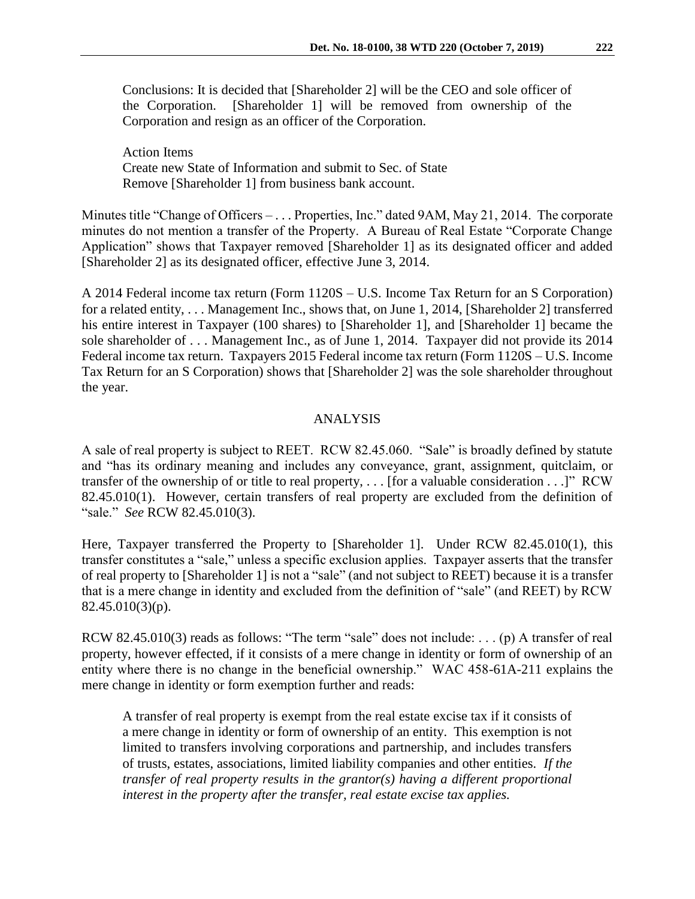> Conclusions: It is decided that [Shareholder 2] will be the CEO and sole officer of the Corporation. [Shareholder 1] will be removed from ownership of the Corporation and resign as an officer of the Corporation.
>
> Action Items
> Create new State of Information and submit to Sec. of State
> Remove [Shareholder 1] from business bank account.

Minutes title "Change of Officers – . . . Properties, Inc." dated 9AM, May 21, 2014. The corporate minutes do not mention a transfer of the Property. A Bureau of Real Estate "Corporate Change Application" shows that Taxpayer removed [Shareholder 1] as its designated officer and added [Shareholder 2] as its designated officer, effective June 3, 2014.

A 2014 Federal income tax return (Form 1120S – U.S. Income Tax Return for an S Corporation) for a related entity, . . . Management Inc., shows that, on June 1, 2014, [Shareholder 2] transferred his entire interest in Taxpayer (100 shares) to [Shareholder 1], and [Shareholder 1] became the sole shareholder of . . . Management Inc., as of June 1, 2014. Taxpayer did not provide its 2014 Federal income tax return. Taxpayers 2015 Federal income tax return (Form 1120S – U.S. Income Tax Return for an S Corporation) shows that [Shareholder 2] was the sole shareholder throughout the year.

## ANALYSIS

A sale of real property is subject to REET. RCW 82.45.060. "Sale" is broadly defined by statute and "has its ordinary meaning and includes any conveyance, grant, assignment, quitclaim, or transfer of the ownership of or title to real property, . . . [for a valuable consideration . . .]" RCW 82.45.010(1). However, certain transfers of real property are excluded from the definition of "sale." *See* RCW 82.45.010(3).

Here, Taxpayer transferred the Property to [Shareholder 1]. Under RCW 82.45.010(1), this transfer constitutes a "sale," unless a specific exclusion applies. Taxpayer asserts that the transfer of real property to [Shareholder 1] is not a "sale" (and not subject to REET) because it is a transfer that is a mere change in identity and excluded from the definition of "sale" (and REET) by RCW 82.45.010(3)(p).

RCW 82.45.010(3) reads as follows: "The term "sale" does not include: . . . (p) A transfer of real property, however effected, if it consists of a mere change in identity or form of ownership of an entity where there is no change in the beneficial ownership." WAC 458-61A-211 explains the mere change in identity or form exemption further and reads:

> A transfer of real property is exempt from the real estate excise tax if it consists of a mere change in identity or form of ownership of an entity. This exemption is not limited to transfers involving corporations and partnership, and includes transfers of trusts, estates, associations, limited liability companies and other entities. *If the transfer of real property results in the grantor(s) having a different proportional interest in the property after the transfer, real estate excise tax applies.*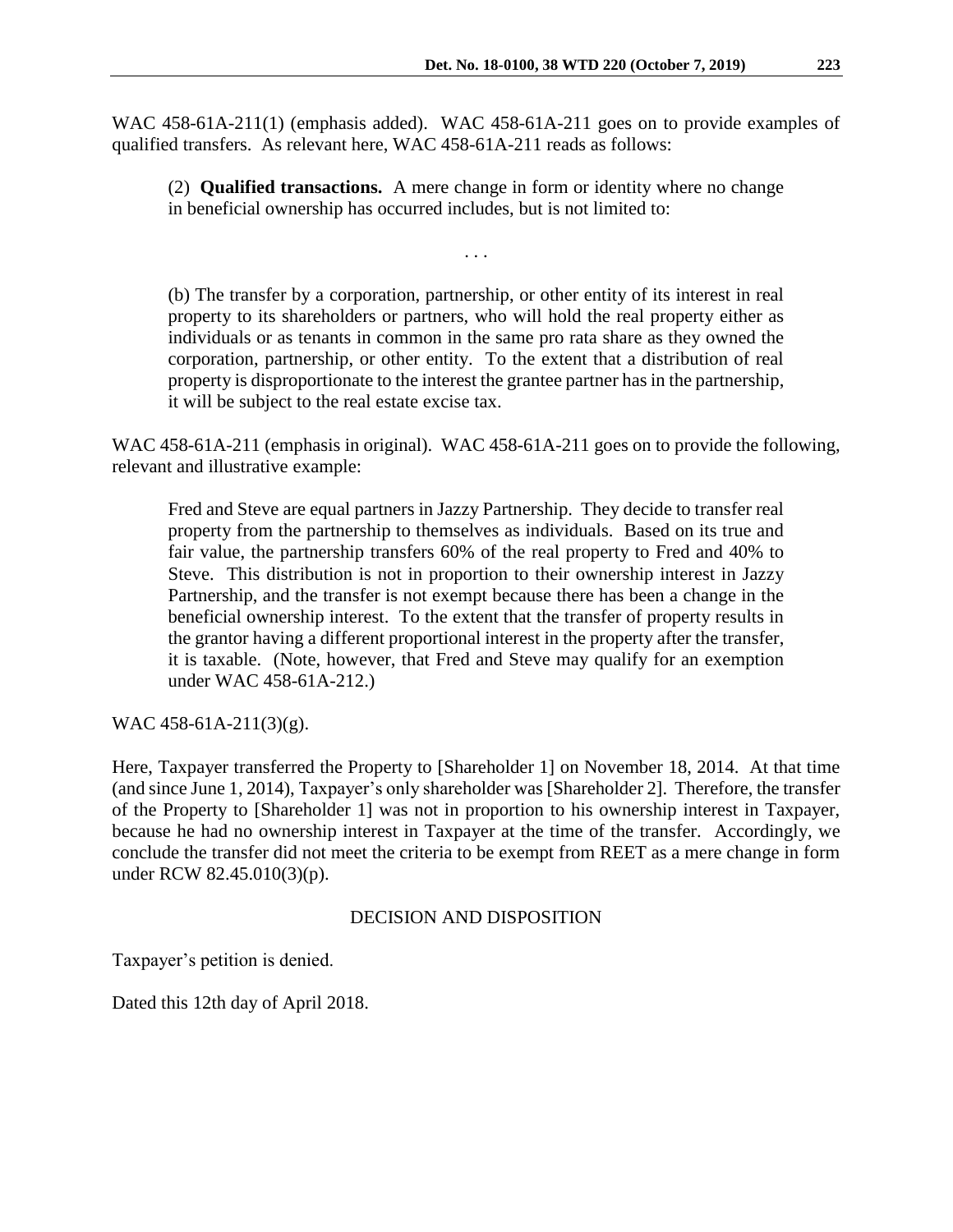WAC 458-61A-211(1) (emphasis added). WAC 458-61A-211 goes on to provide examples of qualified transfers. As relevant here, WAC 458-61A-211 reads as follows:

> (2) **Qualified transactions.** A mere change in form or identity where no change in beneficial ownership has occurred includes, but is not limited to:
>
> . . .
>
> (b) The transfer by a corporation, partnership, or other entity of its interest in real property to its shareholders or partners, who will hold the real property either as individuals or as tenants in common in the same pro rata share as they owned the corporation, partnership, or other entity. To the extent that a distribution of real property is disproportionate to the interest the grantee partner has in the partnership, it will be subject to the real estate excise tax.

WAC 458-61A-211 (emphasis in original). WAC 458-61A-211 goes on to provide the following, relevant and illustrative example:

> Fred and Steve are equal partners in Jazzy Partnership. They decide to transfer real property from the partnership to themselves as individuals. Based on its true and fair value, the partnership transfers 60% of the real property to Fred and 40% to Steve. This distribution is not in proportion to their ownership interest in Jazzy Partnership, and the transfer is not exempt because there has been a change in the beneficial ownership interest. To the extent that the transfer of property results in the grantor having a different proportional interest in the property after the transfer, it is taxable. (Note, however, that Fred and Steve may qualify for an exemption under WAC 458-61A-212.)

WAC 458-61A-211(3)(g).

Here, Taxpayer transferred the Property to [Shareholder 1] on November 18, 2014. At that time (and since June 1, 2014), Taxpayer's only shareholder was [Shareholder 2]. Therefore, the transfer of the Property to [Shareholder 1] was not in proportion to his ownership interest in Taxpayer, because he had no ownership interest in Taxpayer at the time of the transfer. Accordingly, we conclude the transfer did not meet the criteria to be exempt from REET as a mere change in form under RCW 82.45.010(3)(p).

## DECISION AND DISPOSITION

Taxpayer's petition is denied.

Dated this 12th day of April 2018.